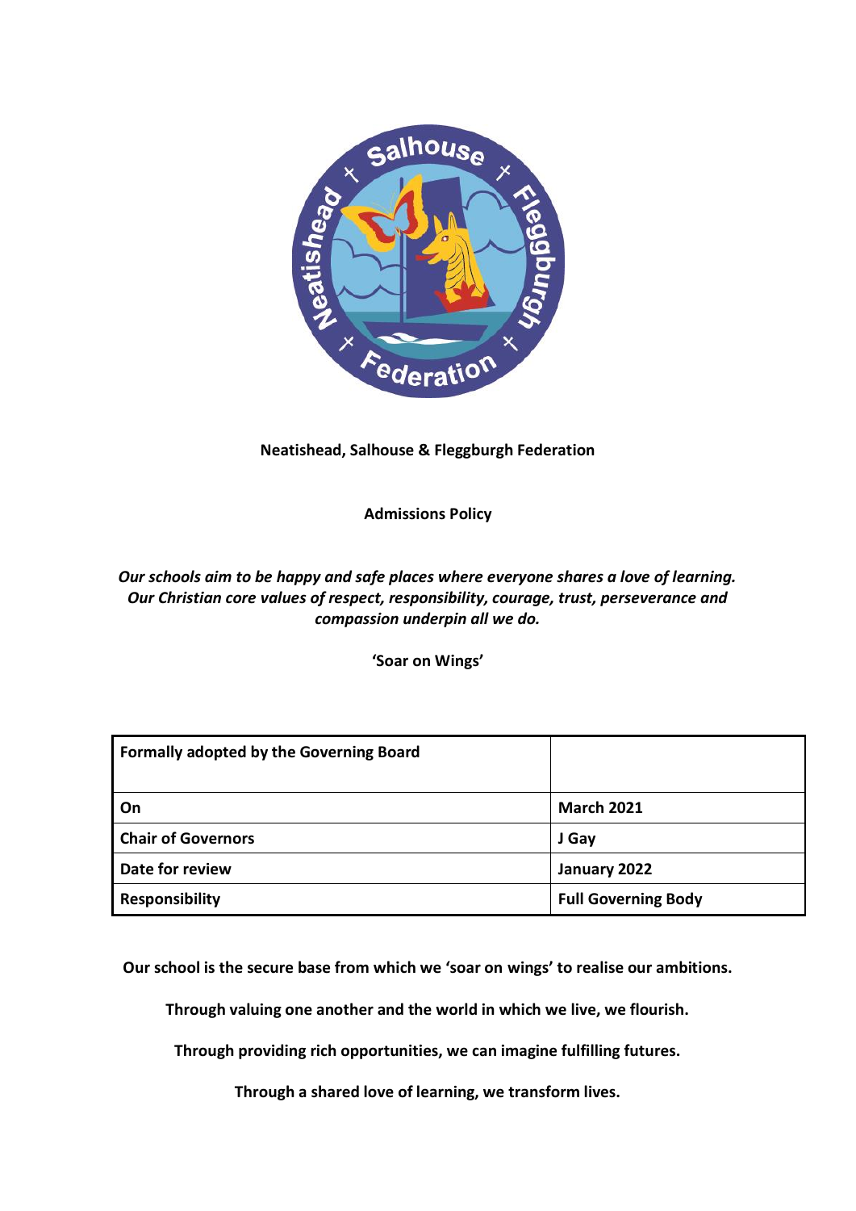**Neatishead, Salhouse & Fleggburgh Federation**

**Admissions Policy**

***Our schools aim to be happy and safe places where everyone shares a love of learning. Our Christian core values of respect, responsibility, courage, trust, perseverance and compassion underpin all we do.***

**'Soar on Wings'**

| **Formally adopted by the Governing Board** | |
|---|---|
| **On** | **March 2021** |
| **Chair of Governors** | **J Gay** |
| **Date for review** | **January 2022** |
| **Responsibility** | **Full Governing Body** |

**Our school is the secure base from which we 'soar on wings' to realise our ambitions.**

**Through valuing one another and the world in which we live, we flourish.**

**Through providing rich opportunities, we can imagine fulfilling futures.**

**Through a shared love of learning, we transform lives.**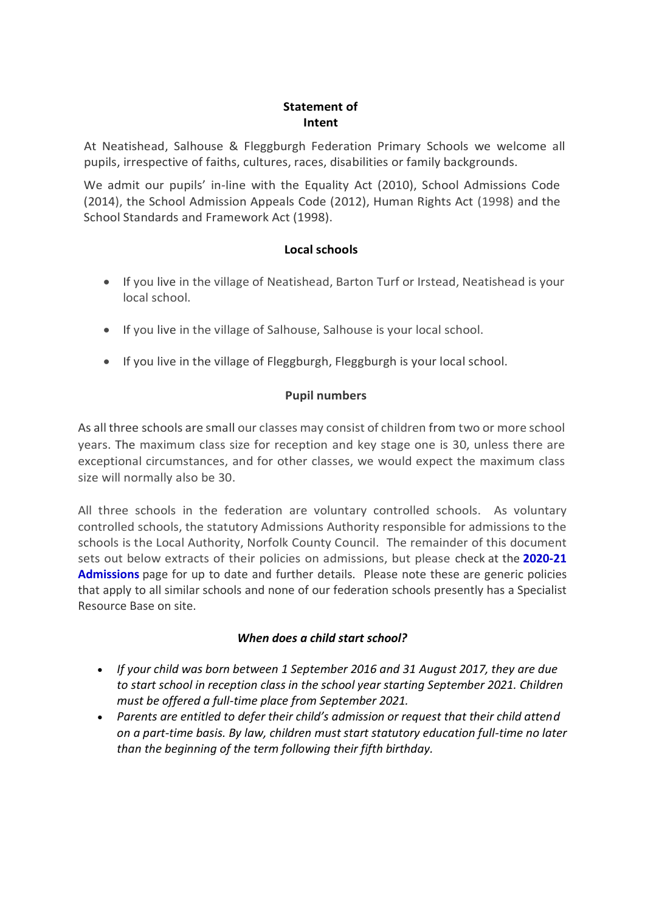## Statement of Intent

At Neatishead, Salhouse & Fleggburgh Federation Primary Schools we welcome all pupils, irrespective of faiths, cultures, races, disabilities or family backgrounds.

We admit our pupils' in-line with the Equality Act (2010), School Admissions Code (2014), the School Admission Appeals Code (2012), Human Rights Act (1998) and the School Standards and Framework Act (1998).

### Local schools

- If you live in the village of Neatishead, Barton Turf or Irstead, Neatishead is your local school.
- If you live in the village of Salhouse, Salhouse is your local school.
- If you live in the village of Fleggburgh, Fleggburgh is your local school.

### Pupil numbers

As all three schools are small our classes may consist of children from two or more school years. The maximum class size for reception and key stage one is 30, unless there are exceptional circumstances, and for other classes, we would expect the maximum class size will normally also be 30.

All three schools in the federation are voluntary controlled schools. As voluntary controlled schools, the statutory Admissions Authority responsible for admissions to the schools is the Local Authority, Norfolk County Council. The remainder of this document sets out below extracts of their policies on admissions, but please check at the **2020-21 Admissions** page for up to date and further details. Please note these are generic policies that apply to all similar schools and none of our federation schools presently has a Specialist Resource Base on site.

### *When does a child start school?*

- *If your child was born between 1 September 2016 and 31 August 2017, they are due to start school in reception class in the school year starting September 2021. Children must be offered a full-time place from September 2021.*
- *Parents are entitled to defer their child's admission or request that their child attend on a part-time basis. By law, children must start statutory education full-time no later than the beginning of the term following their fifth birthday.*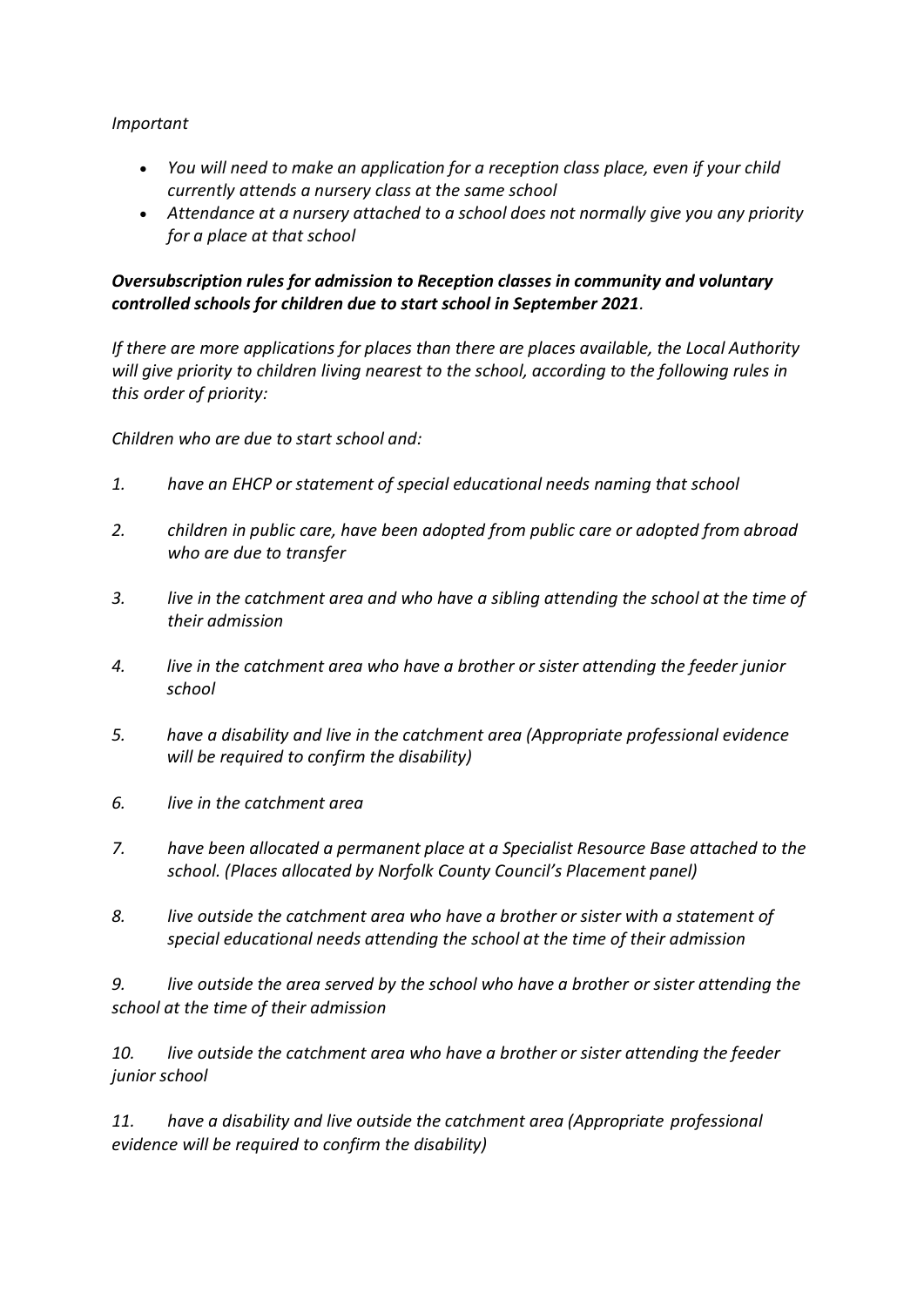*Important*

- *You will need to make an application for a reception class place, even if your child currently attends a nursery class at the same school*
- *Attendance at a nursery attached to a school does not normally give you any priority for a place at that school*

***Oversubscription rules for admission to Reception classes in community and voluntary controlled schools for children due to start school in September 2021**.*

*If there are more applications for places than there are places available, the Local Authority will give priority to children living nearest to the school, according to the following rules in this order of priority:*

*Children who are due to start school and:*

1. *have an EHCP or statement of special educational needs naming that school*
2. *children in public care, have been adopted from public care or adopted from abroad who are due to transfer*
3. *live in the catchment area and who have a sibling attending the school at the time of their admission*
4. *live in the catchment area who have a brother or sister attending the feeder junior school*
5. *have a disability and live in the catchment area (Appropriate professional evidence will be required to confirm the disability)*
6. *live in the catchment area*
7. *have been allocated a permanent place at a Specialist Resource Base attached to the school. (Places allocated by Norfolk County Council's Placement panel)*
8. *live outside the catchment area who have a brother or sister with a statement of special educational needs attending the school at the time of their admission*
9. *live outside the area served by the school who have a brother or sister attending the school at the time of their admission*
10. *live outside the catchment area who have a brother or sister attending the feeder junior school*
11. *have a disability and live outside the catchment area (Appropriate professional evidence will be required to confirm the disability)*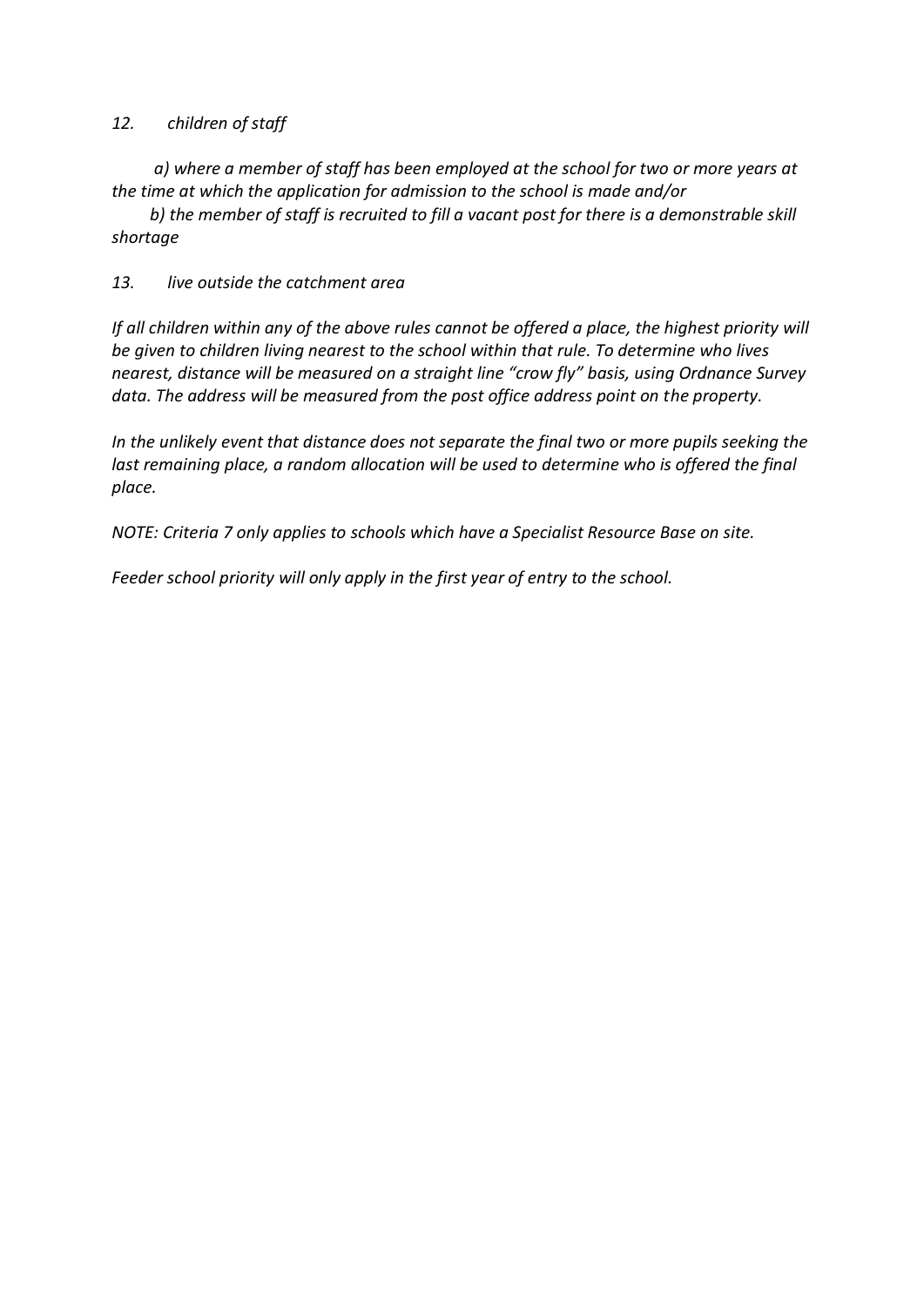*12. children of staff*

*a) where a member of staff has been employed at the school for two or more years at the time at which the application for admission to the school is made and/or*

*b) the member of staff is recruited to fill a vacant post for there is a demonstrable skill shortage*

*13. live outside the catchment area*

*If all children within any of the above rules cannot be offered a place, the highest priority will be given to children living nearest to the school within that rule. To determine who lives nearest, distance will be measured on a straight line "crow fly" basis, using Ordnance Survey data. The address will be measured from the post office address point on the property.*

*In the unlikely event that distance does not separate the final two or more pupils seeking the last remaining place, a random allocation will be used to determine who is offered the final place.*

*NOTE: Criteria 7 only applies to schools which have a Specialist Resource Base on site.*

*Feeder school priority will only apply in the first year of entry to the school.*